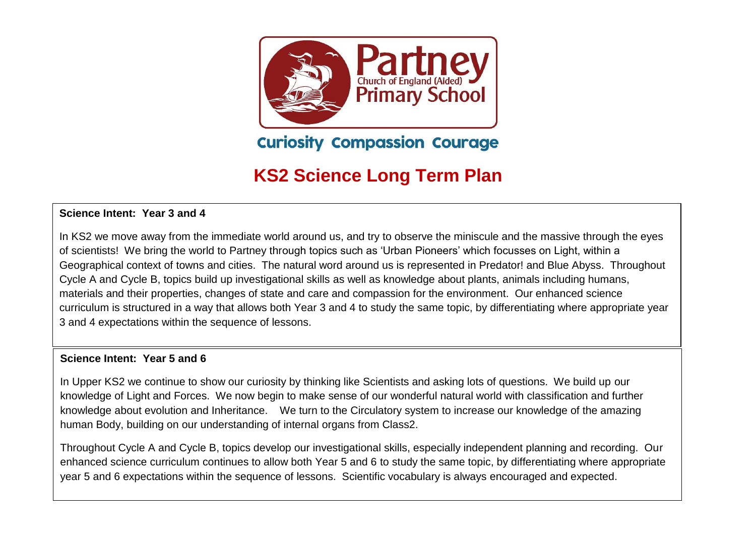Partney Church of England (Aided) Primary School

Curiosity Compassion Courage

# KS2 Science Long Term Plan

**Science Intent: Year 3 and 4**

In KS2 we move away from the immediate world around us, and try to observe the miniscule and the massive through the eyes of scientists! We bring the world to Partney through topics such as 'Urban Pioneers' which focusses on Light, within a Geographical context of towns and cities. The natural word around us is represented in Predator! and Blue Abyss. Throughout Cycle A and Cycle B, topics build up investigational skills as well as knowledge about plants, animals including humans, materials and their properties, changes of state and care and compassion for the environment. Our enhanced science curriculum is structured in a way that allows both Year 3 and 4 to study the same topic, by differentiating where appropriate year 3 and 4 expectations within the sequence of lessons.

**Science Intent: Year 5 and 6**

In Upper KS2 we continue to show our curiosity by thinking like Scientists and asking lots of questions. We build up our knowledge of Light and Forces. We now begin to make sense of our wonderful natural world with classification and further knowledge about evolution and Inheritance. We turn to the Circulatory system to increase our knowledge of the amazing human Body, building on our understanding of internal organs from Class2.

Throughout Cycle A and Cycle B, topics develop our investigational skills, especially independent planning and recording. Our enhanced science curriculum continues to allow both Year 5 and 6 to study the same topic, by differentiating where appropriate year 5 and 6 expectations within the sequence of lessons. Scientific vocabulary is always encouraged and expected.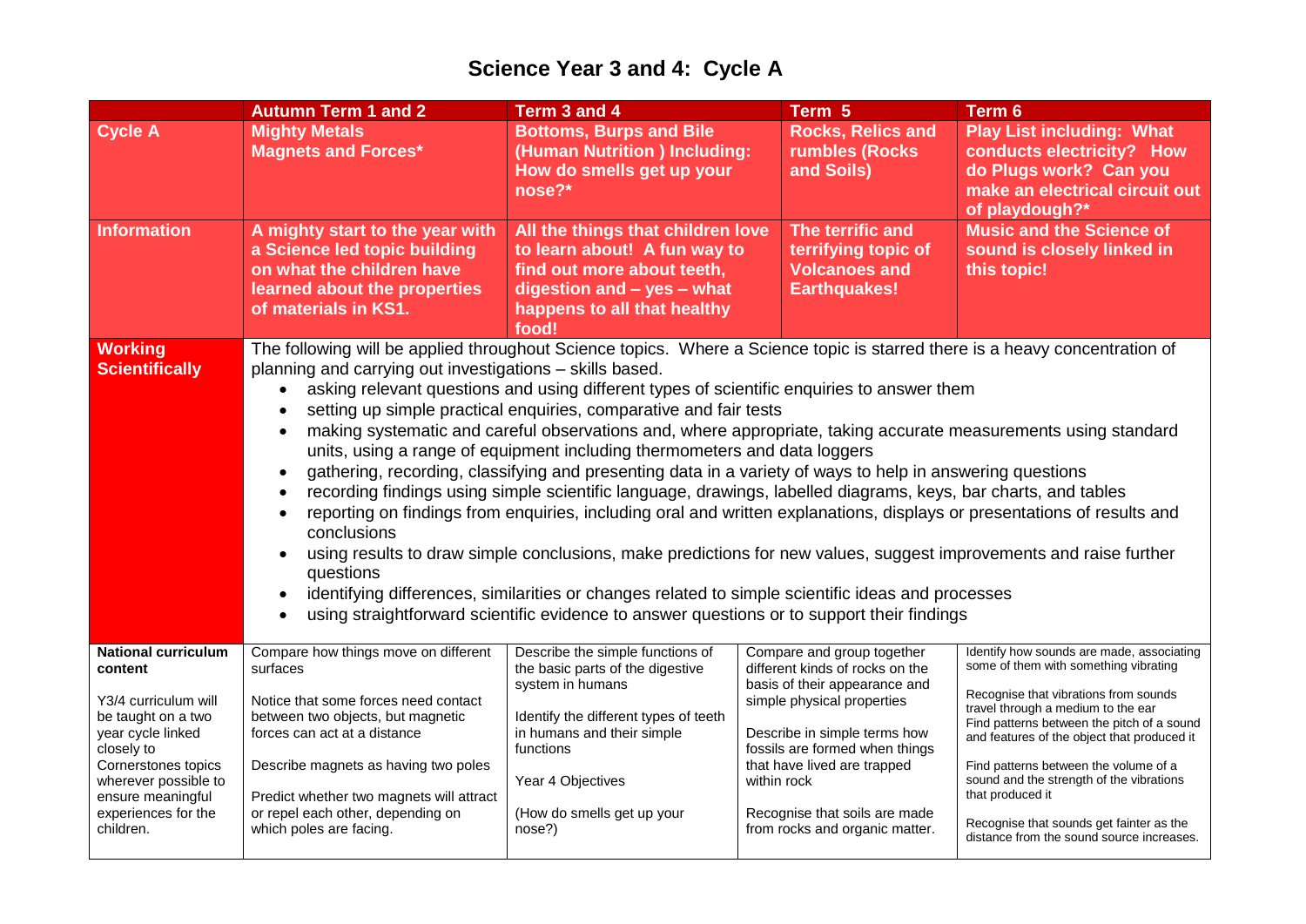# Science Year 3 and 4: Cycle A

| | Autumn Term 1 and 2 | Term 3 and 4 | Term 5 | Term 6 |
|---|---|---|---|---|
| **Cycle A** | **Mighty Metals Magnets and Forces*** | **Bottoms, Burps and Bile (Human Nutrition ) Including: How do smells get up your nose?*** | **Rocks, Relics and rumbles (Rocks and Soils)** | **Play List including: What conducts electricity? How do Plugs work? Can you make an electrical circuit out of playdough?*** |
| **Information** | **A mighty start to the year with a Science led topic building on what the children have learned about the properties of materials in KS1.** | **All the things that children love to learn about! A fun way to find out more about teeth, digestion and – yes – what happens to all that healthy food!** | **The terrific and terrifying topic of Volcanoes and Earthquakes!** | **Music and the Science of sound is closely linked in this topic!** |
| **Working Scientifically** | The following will be applied throughout Science topics. Where a Science topic is starred there is a heavy concentration of planning and carrying out investigations – skills based.<br>• asking relevant questions and using different types of scientific enquiries to answer them<br>• setting up simple practical enquiries, comparative and fair tests<br>• making systematic and careful observations and, where appropriate, taking accurate measurements using standard units, using a range of equipment including thermometers and data loggers<br>• gathering, recording, classifying and presenting data in a variety of ways to help in answering questions<br>• recording findings using simple scientific language, drawings, labelled diagrams, keys, bar charts, and tables<br>• reporting on findings from enquiries, including oral and written explanations, displays or presentations of results and conclusions<br>• using results to draw simple conclusions, make predictions for new values, suggest improvements and raise further questions<br>• identifying differences, similarities or changes related to simple scientific ideas and processes<br>• using straightforward scientific evidence to answer questions or to support their findings | | | |
| **National curriculum content**<br><br>Y3/4 curriculum will be taught on a two year cycle linked closely to Cornerstones topics wherever possible to ensure meaningful experiences for the children. | Compare how things move on different surfaces<br><br>Notice that some forces need contact between two objects, but magnetic forces can act at a distance<br><br>Describe magnets as having two poles<br><br>Predict whether two magnets will attract or repel each other, depending on which poles are facing. | Describe the simple functions of the basic parts of the digestive system in humans<br><br>Identify the different types of teeth in humans and their simple functions<br><br>Year 4 Objectives<br><br>(How do smells get up your nose?) | Compare and group together different kinds of rocks on the basis of their appearance and simple physical properties<br><br>Describe in simple terms how fossils are formed when things that have lived are trapped within rock<br><br>Recognise that soils are made from rocks and organic matter. | Identify how sounds are made, associating some of them with something vibrating<br><br>Recognise that vibrations from sounds travel through a medium to the ear<br>Find patterns between the pitch of a sound and features of the object that produced it<br><br>Find patterns between the volume of a sound and the strength of the vibrations that produced it<br><br>Recognise that sounds get fainter as the distance from the sound source increases. |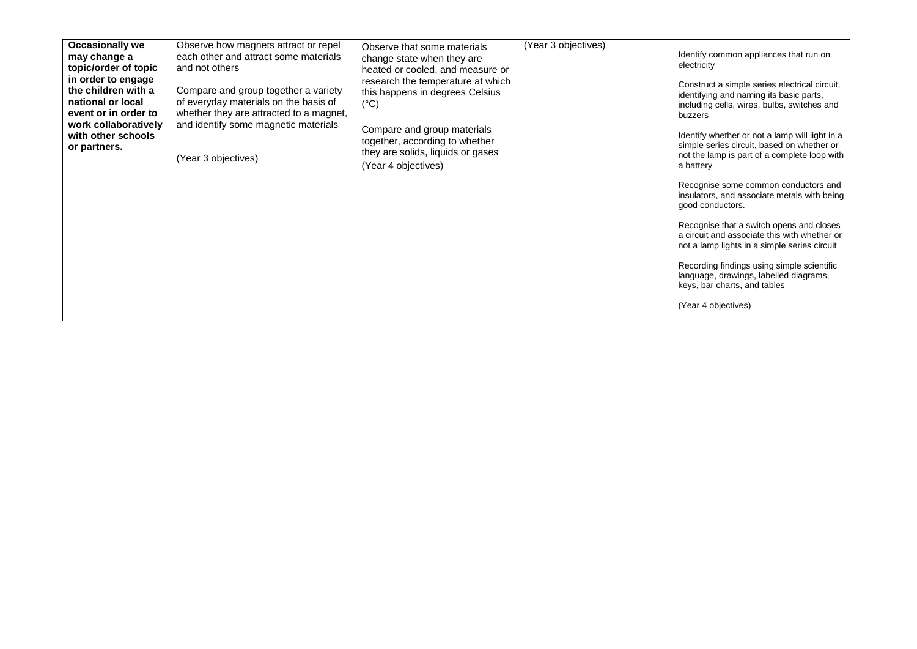| **Occasionally we may change a topic/order of topic in order to engage the children with a national or local event or in order to work collaboratively with other schools or partners.** | Observe how magnets attract or repel each other and attract some materials and not others<br><br>Compare and group together a variety of everyday materials on the basis of whether they are attracted to a magnet, and identify some magnetic materials<br><br>(Year 3 objectives) | Observe that some materials change state when they are heated or cooled, and measure or research the temperature at which this happens in degrees Celsius (°C)<br><br>Compare and group materials together, according to whether they are solids, liquids or gases<br>(Year 4 objectives) | (Year 3 objectives) | Identify common appliances that run on electricity<br><br>Construct a simple series electrical circuit, identifying and naming its basic parts, including cells, wires, bulbs, switches and buzzers<br><br>Identify whether or not a lamp will light in a simple series circuit, based on whether or not the lamp is part of a complete loop with a battery<br><br>Recognise some common conductors and insulators, and associate metals with being good conductors.<br><br>Recognise that a switch opens and closes a circuit and associate this with whether or not a lamp lights in a simple series circuit<br><br>Recording findings using simple scientific language, drawings, labelled diagrams, keys, bar charts, and tables<br><br>(Year 4 objectives) |
|---|---|---|---|---|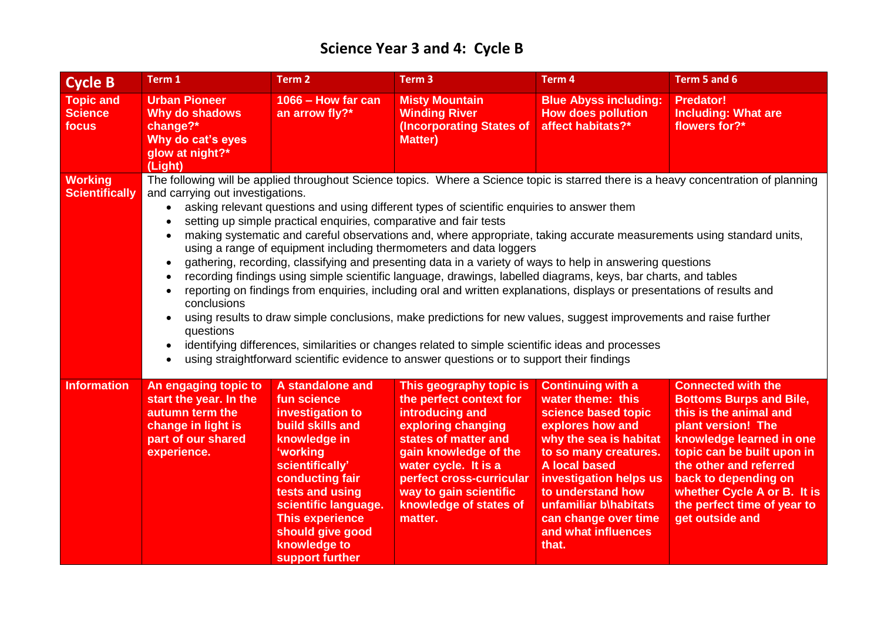# Science Year 3 and 4: Cycle B

| Cycle B | Term 1 | Term 2 | Term 3 | Term 4 | Term 5 and 6 |
|---|---|---|---|---|---|
| **Topic and Science focus** | **Urban Pioneer Why do shadows change?* Why do cat's eyes glow at night?* (Light)** | **1066 – How far can an arrow fly?*** | **Misty Mountain Winding River (Incorporating States of Matter)** | **Blue Abyss including: How does pollution affect habitats?*** | **Predator! Including: What are flowers for?*** |
| **Working Scientifically** | The following will be applied throughout Science topics. Where a Science topic is starred there is a heavy concentration of planning and carrying out investigations.<br>• asking relevant questions and using different types of scientific enquiries to answer them<br>• setting up simple practical enquiries, comparative and fair tests<br>• making systematic and careful observations and, where appropriate, taking accurate measurements using standard units, using a range of equipment including thermometers and data loggers<br>• gathering, recording, classifying and presenting data in a variety of ways to help in answering questions<br>• recording findings using simple scientific language, drawings, labelled diagrams, keys, bar charts, and tables<br>• reporting on findings from enquiries, including oral and written explanations, displays or presentations of results and conclusions<br>• using results to draw simple conclusions, make predictions for new values, suggest improvements and raise further questions<br>• identifying differences, similarities or changes related to simple scientific ideas and processes<br>• using straightforward scientific evidence to answer questions or to support their findings | | | | |
| **Information** | **An engaging topic to start the year. In the autumn term the change in light is part of our shared experience.** | **A standalone and fun science investigation to build skills and knowledge in 'working scientifically' conducting fair tests and using scientific language. This experience should give good knowledge to support further** | **This geography topic is the perfect context for introducing and exploring changing states of matter and gain knowledge of the water cycle. It is a perfect cross-curricular way to gain scientific knowledge of states of matter.** | **Continuing with a water theme: this science based topic explores how and why the sea is habitat to so many creatures. A local based investigation helps us to understand how unfamiliar b\habitats can change over time and what influences that.** | **Connected with the Bottoms Burps and Bile, this is the animal and plant version! The knowledge learned in one topic can be built upon in the other and referred back to depending on whether Cycle A or B. It is the perfect time of year to get outside and** |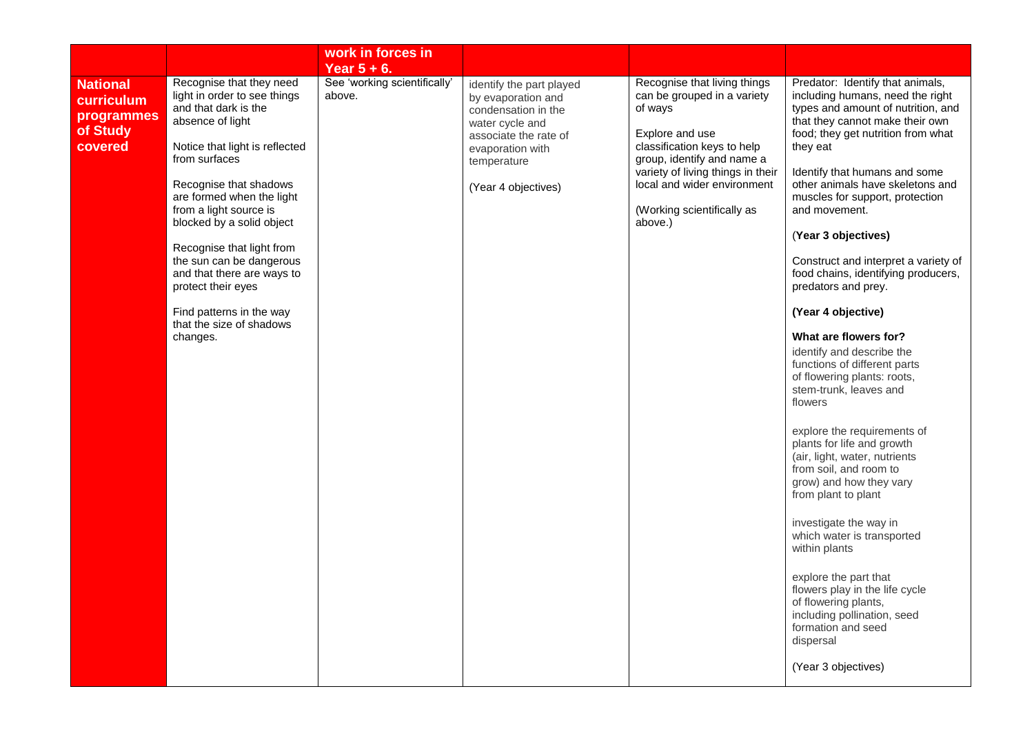| | | **work in forces in Year 5 + 6.** | | | |
|---|---|---|---|---|---|
| **National curriculum programmes of Study covered** | Recognise that they need light in order to see things and that dark is the absence of light<br><br>Notice that light is reflected from surfaces<br><br>Recognise that shadows are formed when the light from a light source is blocked by a solid object<br><br>Recognise that light from the sun can be dangerous and that there are ways to protect their eyes<br><br>Find patterns in the way that the size of shadows changes. | See 'working scientifically' above. | identify the part played by evaporation and condensation in the water cycle and associate the rate of evaporation with temperature<br><br>(Year 4 objectives) | Recognise that living things can be grouped in a variety of ways<br><br>Explore and use classification keys to help group, identify and name a variety of living things in their local and wider environment<br><br>(Working scientifically as above.) | Predator: Identify that animals, including humans, need the right types and amount of nutrition, and that they cannot make their own food; they get nutrition from what they eat<br><br>Identify that humans and some other animals have skeletons and muscles for support, protection and movement.<br><br>(**Year 3 objectives)**<br><br>Construct and interpret a variety of food chains, identifying producers, predators and prey.<br><br>**(Year 4 objective)**<br><br>**What are flowers for?**<br>identify and describe the functions of different parts of flowering plants: roots, stem-trunk, leaves and flowers<br><br>explore the requirements of plants for life and growth (air, light, water, nutrients from soil, and room to grow) and how they vary from plant to plant<br><br>investigate the way in which water is transported within plants<br><br>explore the part that flowers play in the life cycle of flowering plants, including pollination, seed formation and seed dispersal<br><br>(Year 3 objectives) |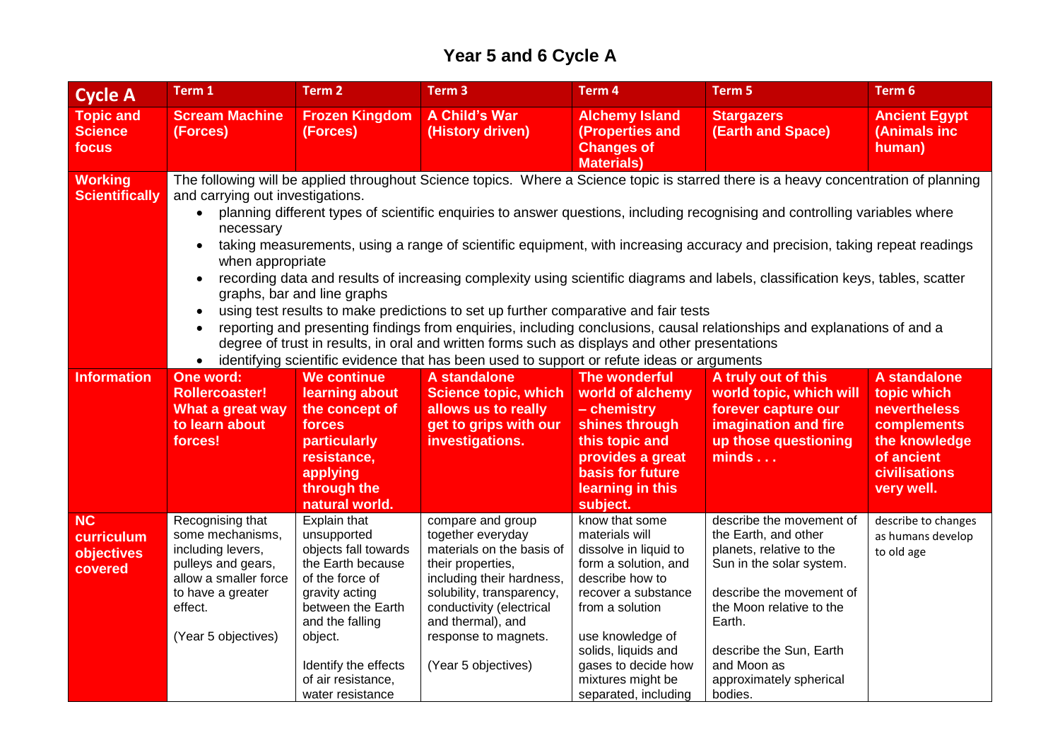# Year 5 and 6 Cycle A

| Cycle A | Term 1 | Term 2 | Term 3 | Term 4 | Term 5 | Term 6 |
|---|---|---|---|---|---|---|
| **Topic and Science focus** | **Scream Machine (Forces)** | **Frozen Kingdom (Forces)** | **A Child's War (History driven)** | **Alchemy Island (Properties and Changes of Materials)** | **Stargazers (Earth and Space)** | **Ancient Egypt (Animals inc human)** |
| **Working Scientifically** | The following will be applied throughout Science topics. Where a Science topic is starred there is a heavy concentration of planning and carrying out investigations. <br>• planning different types of scientific enquiries to answer questions, including recognising and controlling variables where necessary <br>• taking measurements, using a range of scientific equipment, with increasing accuracy and precision, taking repeat readings when appropriate <br>• recording data and results of increasing complexity using scientific diagrams and labels, classification keys, tables, scatter graphs, bar and line graphs <br>• using test results to make predictions to set up further comparative and fair tests <br>• reporting and presenting findings from enquiries, including conclusions, causal relationships and explanations of and a degree of trust in results, in oral and written forms such as displays and other presentations <br>• identifying scientific evidence that has been used to support or refute ideas or arguments | | | | | |
| **Information** | **One word: Rollercoaster! What a great way to learn about forces!** | **We continue learning about the concept of forces particularly resistance, applying through the natural world.** | **A standalone Science topic, which allows us to really get to grips with our investigations.** | **The wonderful world of alchemy – chemistry shines through this topic and provides a great basis for future learning in this subject.** | **A truly out of this world topic, which will forever capture our imagination and fire up those questioning minds . . .** | **A standalone topic which nevertheless complements the knowledge of ancient civilisations very well.** |
| **NC curriculum objectives covered** | Recognising that some mechanisms, including levers, pulleys and gears, allow a smaller force to have a greater effect. <br><br>(Year 5 objectives) | Explain that unsupported objects fall towards the Earth because of the force of gravity acting between the Earth and the falling object. <br><br>Identify the effects of air resistance, water resistance | compare and group together everyday materials on the basis of their properties, including their hardness, solubility, transparency, conductivity (electrical and thermal), and response to magnets. <br><br>(Year 5 objectives) | know that some materials will dissolve in liquid to form a solution, and describe how to recover a substance from a solution <br><br>use knowledge of solids, liquids and gases to decide how mixtures might be separated, including | describe the movement of the Earth, and other planets, relative to the Sun in the solar system. <br><br>describe the movement of the Moon relative to the Earth. <br><br>describe the Sun, Earth and Moon as approximately spherical bodies. | describe to changes as humans develop to old age |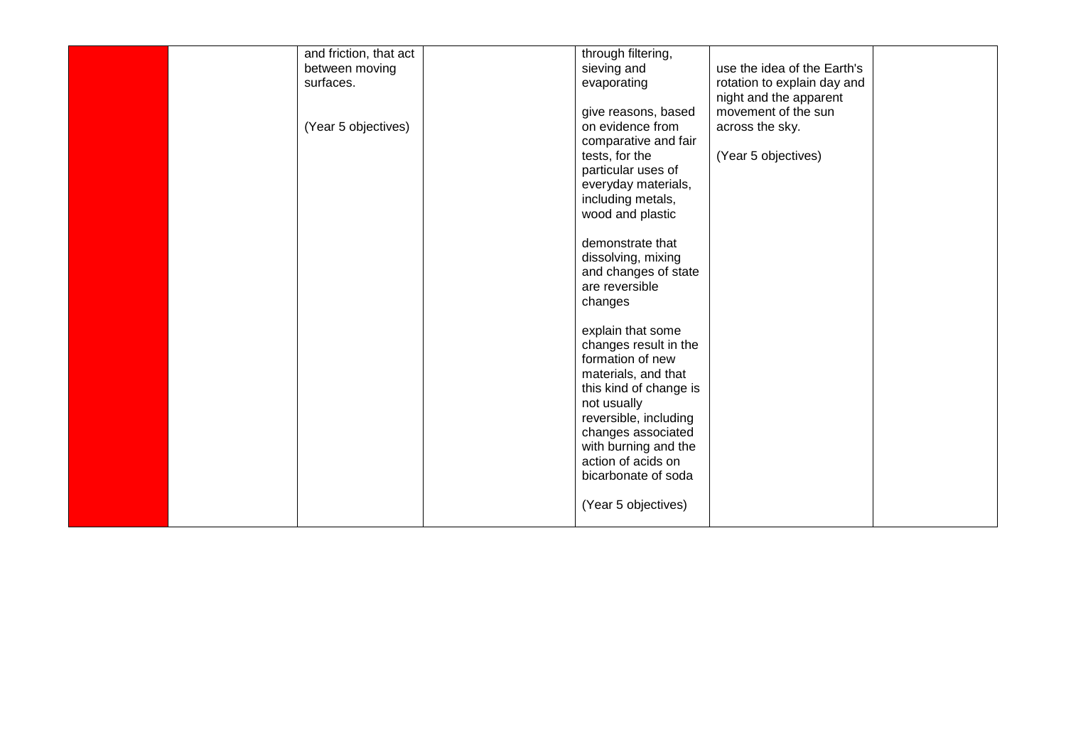| | | | | | | |
|---|---|---|---|---|---|---|
| | | and friction, that act between moving surfaces.<br><br>(Year 5 objectives) | | through filtering, sieving and evaporating<br><br>give reasons, based on evidence from comparative and fair tests, for the particular uses of everyday materials, including metals, wood and plastic<br><br>demonstrate that dissolving, mixing and changes of state are reversible changes<br><br>explain that some changes result in the formation of new materials, and that this kind of change is not usually reversible, including changes associated with burning and the action of acids on bicarbonate of soda<br><br>(Year 5 objectives) | use the idea of the Earth's rotation to explain day and night and the apparent movement of the sun across the sky.<br><br>(Year 5 objectives) | |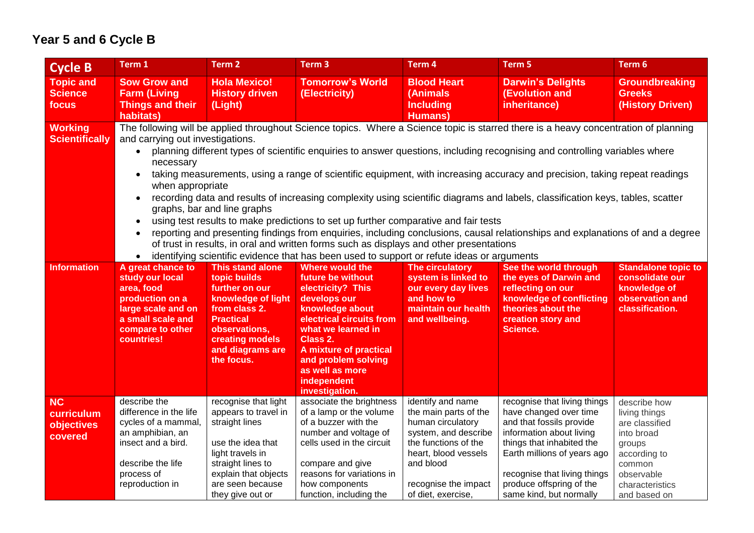## Year 5 and 6 Cycle B

| Cycle B | Term 1 | Term 2 | Term 3 | Term 4 | Term 5 | Term 6 |
|---|---|---|---|---|---|---|
| **Topic and Science focus** | **Sow Grow and Farm (Living Things and their habitats)** | **Hola Mexico! History driven (Light)** | **Tomorrow's World (Electricity)** | **Blood Heart (Animals Including Humans)** | **Darwin's Delights (Evolution and inheritance)** | **Groundbreaking Greeks (History Driven)** |
| **Working Scientifically** | The following will be applied throughout Science topics. Where a Science topic is starred there is a heavy concentration of planning and carrying out investigations.<br>• planning different types of scientific enquiries to answer questions, including recognising and controlling variables where necessary<br>• taking measurements, using a range of scientific equipment, with increasing accuracy and precision, taking repeat readings when appropriate<br>• recording data and results of increasing complexity using scientific diagrams and labels, classification keys, tables, scatter graphs, bar and line graphs<br>• using test results to make predictions to set up further comparative and fair tests<br>• reporting and presenting findings from enquiries, including conclusions, causal relationships and explanations of and a degree of trust in results, in oral and written forms such as displays and other presentations<br>• identifying scientific evidence that has been used to support or refute ideas or arguments | | | | | |
| **Information** | **A great chance to study our local area, food production on a large scale and on a small scale and compare to other countries!** | **This stand alone topic builds further on our knowledge of light from class 2. Practical observations, creating models and diagrams are the focus.** | **Where would the future be without electricity? This develops our knowledge about electrical circuits from what we learned in Class 2. A mixture of practical and problem solving as well as more independent investigation.** | **The circulatory system is linked to our every day lives and how to maintain our health and wellbeing.** | **See the world through the eyes of Darwin and reflecting on our knowledge of conflicting theories about the creation story and Science.** | **Standalone topic to consolidate our knowledge of observation and classification.** |
| **NC curriculum objectives covered** | describe the difference in the life cycles of a mammal, an amphibian, an insect and a bird.<br><br>describe the life process of reproduction in | recognise that light appears to travel in straight lines<br><br>use the idea that light travels in straight lines to explain that objects are seen because they give out or | associate the brightness of a lamp or the volume of a buzzer with the number and voltage of cells used in the circuit<br><br>compare and give reasons for variations in how components function, including the | identify and name the main parts of the human circulatory system, and describe the functions of the heart, blood vessels and blood<br><br>recognise the impact of diet, exercise, | recognise that living things have changed over time and that fossils provide information about living things that inhabited the Earth millions of years ago<br><br>recognise that living things produce offspring of the same kind, but normally | describe how living things are classified into broad groups according to common observable characteristics and based on |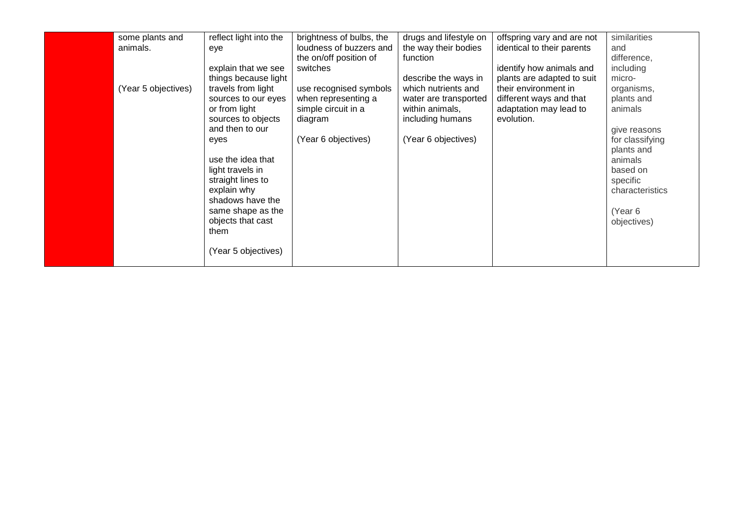| | | | | | | |
|---|---|---|---|---|---|---|
| | some plants and animals.<br><br>(Year 5 objectives) | reflect light into the eye<br><br>explain that we see things because light travels from light sources to our eyes or from light sources to objects and then to our eyes<br><br>use the idea that light travels in straight lines to explain why shadows have the same shape as the objects that cast them<br><br>(Year 5 objectives) | brightness of bulbs, the loudness of buzzers and the on/off position of switches<br><br>use recognised symbols when representing a simple circuit in a diagram<br><br>(Year 6 objectives) | drugs and lifestyle on the way their bodies function<br><br>describe the ways in which nutrients and water are transported within animals, including humans<br><br>(Year 6 objectives) | offspring vary and are not identical to their parents<br><br>identify how animals and plants are adapted to suit their environment in different ways and that adaptation may lead to evolution. | similarities and difference, including micro-organisms, plants and animals<br><br>give reasons for classifying plants and animals based on specific characteristics<br><br>(Year 6 objectives) |